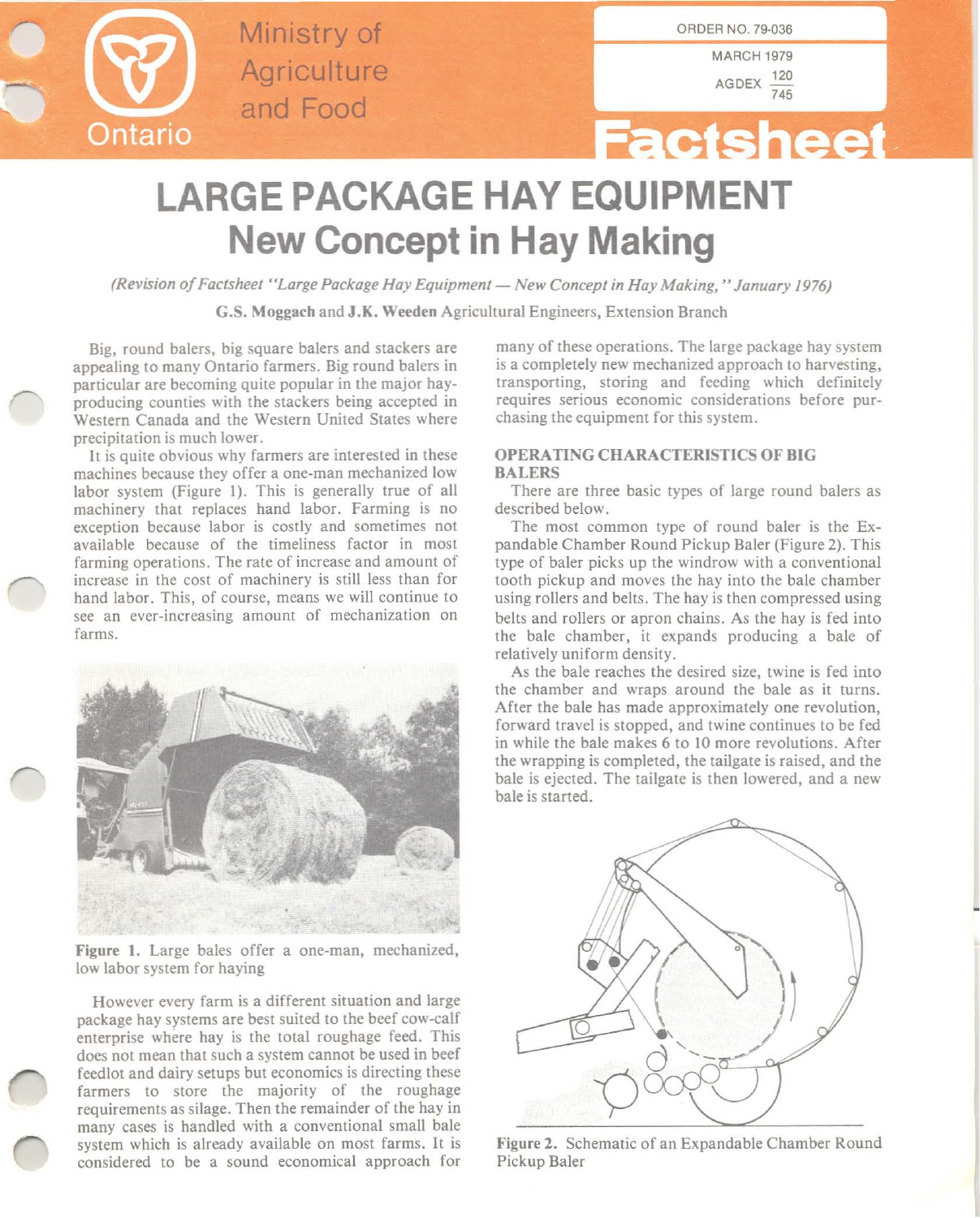Ministry of Agriculture and Food

Ontario

ORDER NO. 79-036

MARCH 1979

AGDEX $\frac{120}{745}$

Factsheet

# LARGE PACKAGE HAY EQUIPMENT
## New Concept in Hay Making

*(Revision of Factsheet "Large Package Hay Equipment — New Concept in Hay Making," January 1976)*

**G.S. Moggach** and **J.K. Weeden** Agricultural Engineers, Extension Branch

Big, round balers, big square balers and stackers are appealing to many Ontario farmers. Big round balers in particular are becoming quite popular in the major hay-producing counties with the stackers being accepted in Western Canada and the Western United States where precipitation is much lower.

It is quite obvious why farmers are interested in these machines because they offer a one-man mechanized low labor system (Figure 1). This is generally true of all machinery that replaces hand labor. Farming is no exception because labor is costly and sometimes not available because of the timeliness factor in most farming operations. The rate of increase and amount of increase in the cost of machinery is still less than for hand labor. This, of course, means we will continue to see an ever-increasing amount of mechanization on farms.

**Figure 1.** Large bales offer a one-man, mechanized, low labor system for haying

However every farm is a different situation and large package hay systems are best suited to the beef cow-calf enterprise where hay is the total roughage feed. This does not mean that such a system cannot be used in beef feedlot and dairy setups but economics is directing these farmers to store the majority of the roughage requirements as silage. Then the remainder of the hay in many cases is handled with a conventional small bale system which is already available on most farms. It is considered to be a sound economical approach for many of these operations. The large package hay system is a completely new mechanized approach to harvesting, transporting, storing and feeding which definitely requires serious economic considerations before purchasing the equipment for this system.

### OPERATING CHARACTERISTICS OF BIG BALERS

There are three basic types of large round balers as described below.

The most common type of round baler is the Expandable Chamber Round Pickup Baler (Figure 2). This type of baler picks up the windrow with a conventional tooth pickup and moves the hay into the bale chamber using rollers and belts. The hay is then compressed using belts and rollers or apron chains. As the hay is fed into the bale chamber, it expands producing a bale of relatively uniform density.

As the bale reaches the desired size, twine is fed into the chamber and wraps around the bale as it turns. After the bale has made approximately one revolution, forward travel is stopped, and twine continues to be fed in while the bale makes 6 to 10 more revolutions. After the wrapping is completed, the tailgate is raised, and the bale is ejected. The tailgate is then lowered, and a new bale is started.

**Figure 2.** Schematic of an Expandable Chamber Round Pickup Baler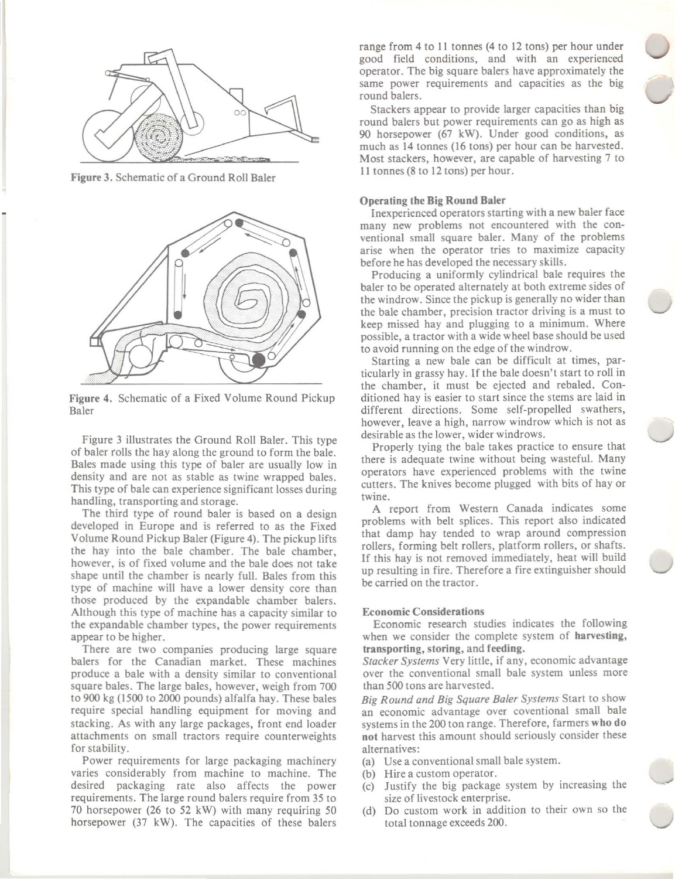Figure 3. Schematic of a Ground Roll Baler

Figure 4. Schematic of a Fixed Volume Round Pickup Baler

Figure 3 illustrates the Ground Roll Baler. This type of baler rolls the hay along the ground to form the bale. Bales made using this type of baler are usually low in density and are not as stable as twine wrapped bales. This type of bale can experience significant losses during handling, transporting and storage.

The third type of round baler is based on a design developed in Europe and is referred to as the Fixed Volume Round Pickup Baler (Figure 4). The pickup lifts the hay into the bale chamber. The bale chamber, however, is of fixed volume and the bale does not take shape until the chamber is nearly full. Bales from this type of machine will have a lower density core than those produced by the expandable chamber balers. Although this type of machine has a capacity similar to the expandable chamber types, the power requirements appear to be higher.

There are two companies producing large square balers for the Canadian market. These machines produce a bale with a density similar to conventional square bales. The large bales, however, weigh from 700 to 900 kg (1500 to 2000 pounds) alfalfa hay. These bales require special handling equipment for moving and stacking. As with any large packages, front end loader attachments on small tractors require counterweights for stability.

Power requirements for large packaging machinery varies considerably from machine to machine. The desired packaging rate also affects the power requirements. The large round balers require from 35 to 70 horsepower (26 to 52 kW) with many requiring 50 horsepower (37 kW). The capacities of these balers range from 4 to 11 tonnes (4 to 12 tons) per hour under good field conditions, and with an experienced operator. The big square balers have approximately the same power requirements and capacities as the big round balers.

Stackers appear to provide larger capacities than big round balers but power requirements can go as high as 90 horsepower (67 kW). Under good conditions, as much as 14 tonnes (16 tons) per hour can be harvested. Most stackers, however, are capable of harvesting 7 to 11 tonnes (8 to 12 tons) per hour.

**Operating the Big Round Baler**

Inexperienced operators starting with a new baler face many new problems not encountered with the conventional small square baler. Many of the problems arise when the operator tries to maximize capacity before he has developed the necessary skills.

Producing a uniformly cylindrical bale requires the baler to be operated alternately at both extreme sides of the windrow. Since the pickup is generally no wider than the bale chamber, precision tractor driving is a must to keep missed hay and plugging to a minimum. Where possible, a tractor with a wide wheel base should be used to avoid running on the edge of the windrow.

Starting a new bale can be difficult at times, particularly in grassy hay. If the bale doesn't start to roll in the chamber, it must be ejected and rebaled. Conditioned hay is easier to start since the stems are laid in different directions. Some self-propelled swathers, however, leave a high, narrow windrow which is not as desirable as the lower, wider windrows.

Properly tying the bale takes practice to ensure that there is adequate twine without being wasteful. Many operators have experienced problems with the twine cutters. The knives become plugged with bits of hay or twine.

A report from Western Canada indicates some problems with belt splices. This report also indicated that damp hay tended to wrap around compression rollers, forming belt rollers, platform rollers, or shafts. If this hay is not removed immediately, heat will build up resulting in fire. Therefore a fire extinguisher should be carried on the tractor.

**Economic Considerations**

Economic research studies indicates the following when we consider the complete system of **harvesting, transporting, storing,** and **feeding.**

*Stacker Systems* Very little, if any, economic advantage over the conventional small bale system unless more than 500 tons are harvested.

*Big Round and Big Square Baler Systems* Start to show an economic advantage over coventional small bale systems in the 200 ton range. Therefore, farmers **who do not** harvest this amount should seriously consider these alternatives:

(a) Use a conventional small bale system.
(b) Hire a custom operator.
(c) Justify the big package system by increasing the size of livestock enterprise.
(d) Do custom work in addition to their own so the total tonnage exceeds 200.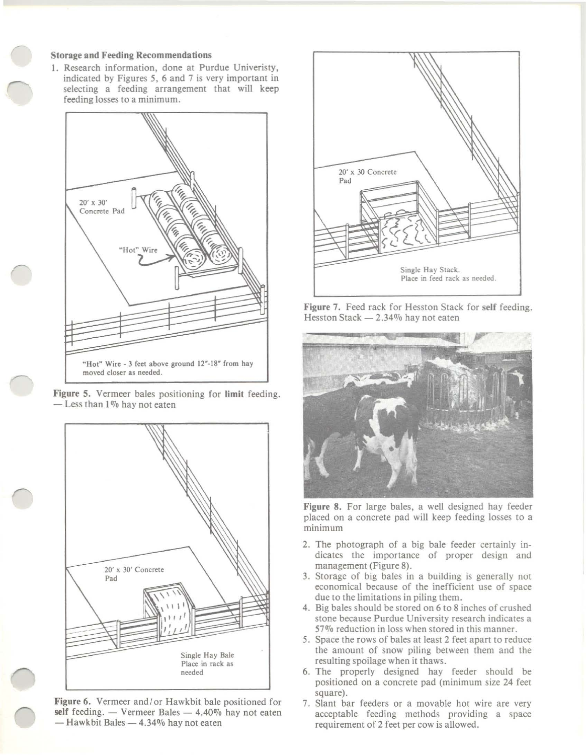**Storage and Feeding Recommendations**

1. Research information, done at Purdue Univeristy, indicated by Figures 5, 6 and 7 is very important in selecting a feeding arrangement that will keep feeding losses to a minimum.

20′ x 30′ Concrete Pad

"Hot" Wire

"Hot" Wire - 3 feet above ground 12″-18″ from hay moved closer as needed.

**Figure 5.** Vermeer bales positioning for **limit** feeding. — Less than 1% hay not eaten

20′ x 30′ Concrete Pad

Single Hay Bale Place in rack as needed

**Figure 6.** Vermeer and/or Hawkbit bale positioned for **self** feeding. — Vermeer Bales — 4.40% hay not eaten — Hawkbit Bales — 4.34% hay not eaten

20′ x 30 Concrete Pad

Single Hay Stack. Place in feed rack as needed.

**Figure 7.** Feed rack for Hesston Stack for **self** feeding. Hesston Stack — 2.34% hay not eaten

**Figure 8.** For large bales, a well designed hay feeder placed on a concrete pad will keep feeding losses to a minimum

2. The photograph of a big bale feeder certainly indicates the importance of proper design and management (Figure 8).
3. Storage of big bales in a building is generally not economical because of the inefficient use of space due to the limitations in piling them.
4. Big bales should be stored on 6 to 8 inches of crushed stone because Purdue University research indicates a 57% reduction in loss when stored in this manner.
5. Space the rows of bales at least 2 feet apart to reduce the amount of snow piling between them and the resulting spoilage when it thaws.
6. The properly designed hay feeder should be positioned on a concrete pad (minimum size 24 feet square).
7. Slant bar feeders or a movable hot wire are very acceptable feeding methods providing a space requirement of 2 feet per cow is allowed.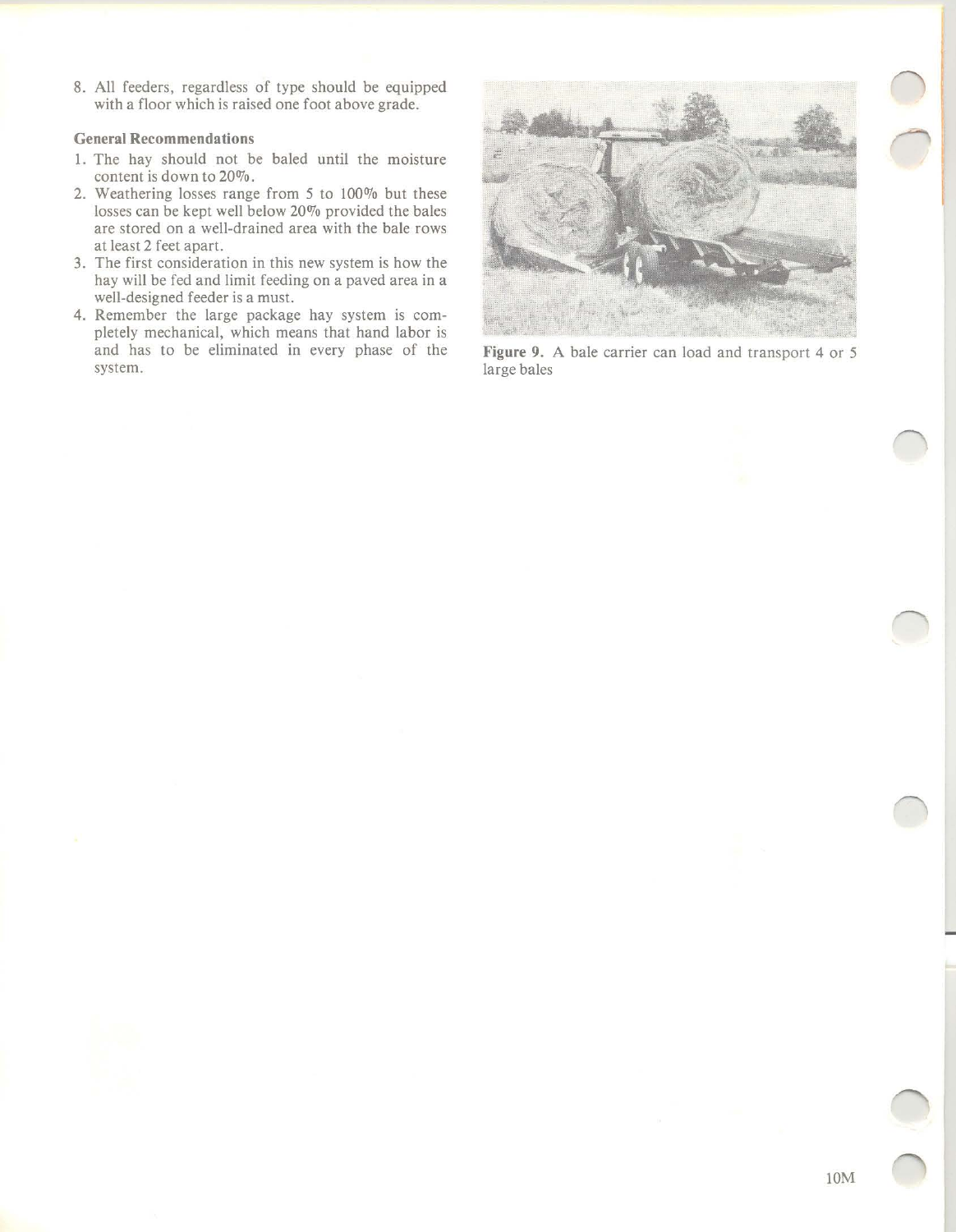8. All feeders, regardless of type should be equipped with a floor which is raised one foot above grade.

**General Recommendations**

1. The hay should not be baled until the moisture content is down to 20%.
2. Weathering losses range from 5 to 100% but these losses can be kept well below 20% provided the bales are stored on a well-drained area with the bale rows at least 2 feet apart.
3. The first consideration in this new system is how the hay will be fed and limit feeding on a paved area in a well-designed feeder is a must.
4. Remember the large package hay system is completely mechanical, which means that hand labor is and has to be eliminated in every phase of the system.

**Figure 9.** A bale carrier can load and transport 4 or 5 large bales